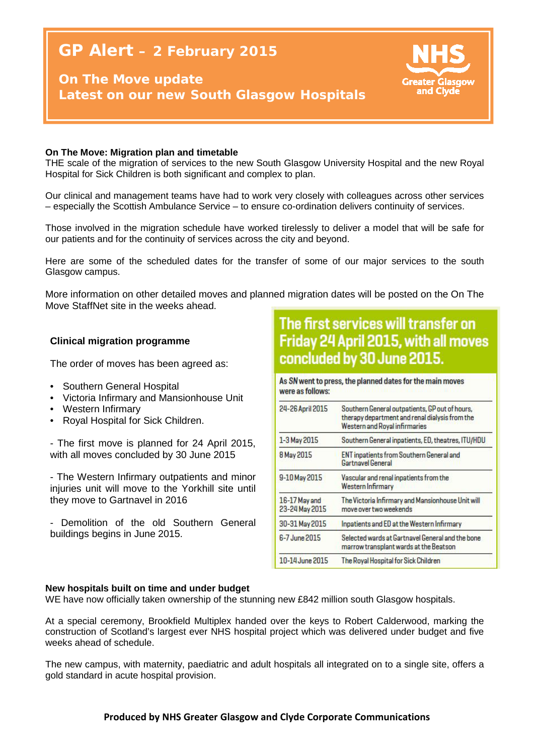# GP Alert – 2 February 2015

## On The Move update
## Latest on our new South Glasgow Hospitals

NHS Greater Glasgow and Clyde

**On The Move: Migration plan and timetable**

THE scale of the migration of services to the new South Glasgow University Hospital and the new Royal Hospital for Sick Children is both significant and complex to plan.

Our clinical and management teams have had to work very closely with colleagues across other services – especially the Scottish Ambulance Service – to ensure co-ordination delivers continuity of services.

Those involved in the migration schedule have worked tirelessly to deliver a model that will be safe for our patients and for the continuity of services across the city and beyond.

Here are some of the scheduled dates for the transfer of some of our major services to the south Glasgow campus.

More information on other detailed moves and planned migration dates will be posted on the On The Move StaffNet site in the weeks ahead.

**Clinical migration programme**

The order of moves has been agreed as:

- Southern General Hospital
- Victoria Infirmary and Mansionhouse Unit
- Western Infirmary
- Royal Hospital for Sick Children.

- The first move is planned for 24 April 2015, with all moves concluded by 30 June 2015

- The Western Infirmary outpatients and minor injuries unit will move to the Yorkhill site until they move to Gartnavel in 2016

- Demolition of the old Southern General buildings begins in June 2015.

**The first services will transfer on Friday 24 April 2015, with all moves concluded by 30 June 2015.**

**As SN went to press, the planned dates for the main moves were as follows:**

| | |
|---|---|
| 24-26 April 2015 | Southern General outpatients, GP out of hours, therapy department and renal dialysis from the Western and Royal infirmaries |
| 1-3 May 2015 | Southern General inpatients, ED, theatres, ITU/HDU |
| 8 May 2015 | ENT inpatients from Southern General and Gartnavel General |
| 9-10 May 2015 | Vascular and renal inpatients from the Western Infirmary |
| 16-17 May and 23-24 May 2015 | The Victoria Infirmary and Mansionhouse Unit will move over two weekends |
| 30-31 May 2015 | Inpatients and ED at the Western Infirmary |
| 6-7 June 2015 | Selected wards at Gartnavel General and the bone marrow transplant wards at the Beatson |
| 10-14 June 2015 | The Royal Hospital for Sick Children |

**New hospitals built on time and under budget**

WE have now officially taken ownership of the stunning new £842 million south Glasgow hospitals.

At a special ceremony, Brookfield Multiplex handed over the keys to Robert Calderwood, marking the construction of Scotland's largest ever NHS hospital project which was delivered under budget and five weeks ahead of schedule.

The new campus, with maternity, paediatric and adult hospitals all integrated on to a single site, offers a gold standard in acute hospital provision.

**Produced by NHS Greater Glasgow and Clyde Corporate Communications**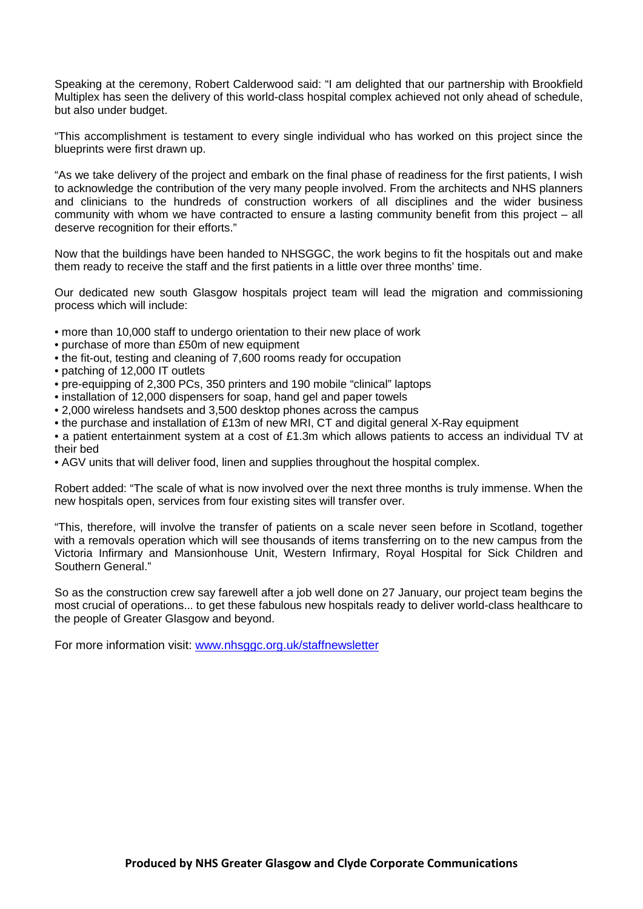Speaking at the ceremony, Robert Calderwood said: “I am delighted that our partnership with Brookfield Multiplex has seen the delivery of this world-class hospital complex achieved not only ahead of schedule, but also under budget.

“This accomplishment is testament to every single individual who has worked on this project since the blueprints were first drawn up.

“As we take delivery of the project and embark on the final phase of readiness for the first patients, I wish to acknowledge the contribution of the very many people involved. From the architects and NHS planners and clinicians to the hundreds of construction workers of all disciplines and the wider business community with whom we have contracted to ensure a lasting community benefit from this project – all deserve recognition for their efforts.”

Now that the buildings have been handed to NHSGGC, the work begins to fit the hospitals out and make them ready to receive the staff and the first patients in a little over three months' time.

Our dedicated new south Glasgow hospitals project team will lead the migration and commissioning process which will include:

- more than 10,000 staff to undergo orientation to their new place of work
- purchase of more than £50m of new equipment
- the fit-out, testing and cleaning of 7,600 rooms ready for occupation
- patching of 12,000 IT outlets
- pre-equipping of 2,300 PCs, 350 printers and 190 mobile “clinical” laptops
- installation of 12,000 dispensers for soap, hand gel and paper towels
- 2,000 wireless handsets and 3,500 desktop phones across the campus
- the purchase and installation of £13m of new MRI, CT and digital general X-Ray equipment
- a patient entertainment system at a cost of £1.3m which allows patients to access an individual TV at their bed
- AGV units that will deliver food, linen and supplies throughout the hospital complex.

Robert added: “The scale of what is now involved over the next three months is truly immense. When the new hospitals open, services from four existing sites will transfer over.

“This, therefore, will involve the transfer of patients on a scale never seen before in Scotland, together with a removals operation which will see thousands of items transferring on to the new campus from the Victoria Infirmary and Mansionhouse Unit, Western Infirmary, Royal Hospital for Sick Children and Southern General.”

So as the construction crew say farewell after a job well done on 27 January, our project team begins the most crucial of operations... to get these fabulous new hospitals ready to deliver world-class healthcare to the people of Greater Glasgow and beyond.

For more information visit: [www.nhsggc.org.uk/staffnewsletter](http://www.nhsggc.org.uk/staffnewsletter)

**Produced by NHS Greater Glasgow and Clyde Corporate Communications**